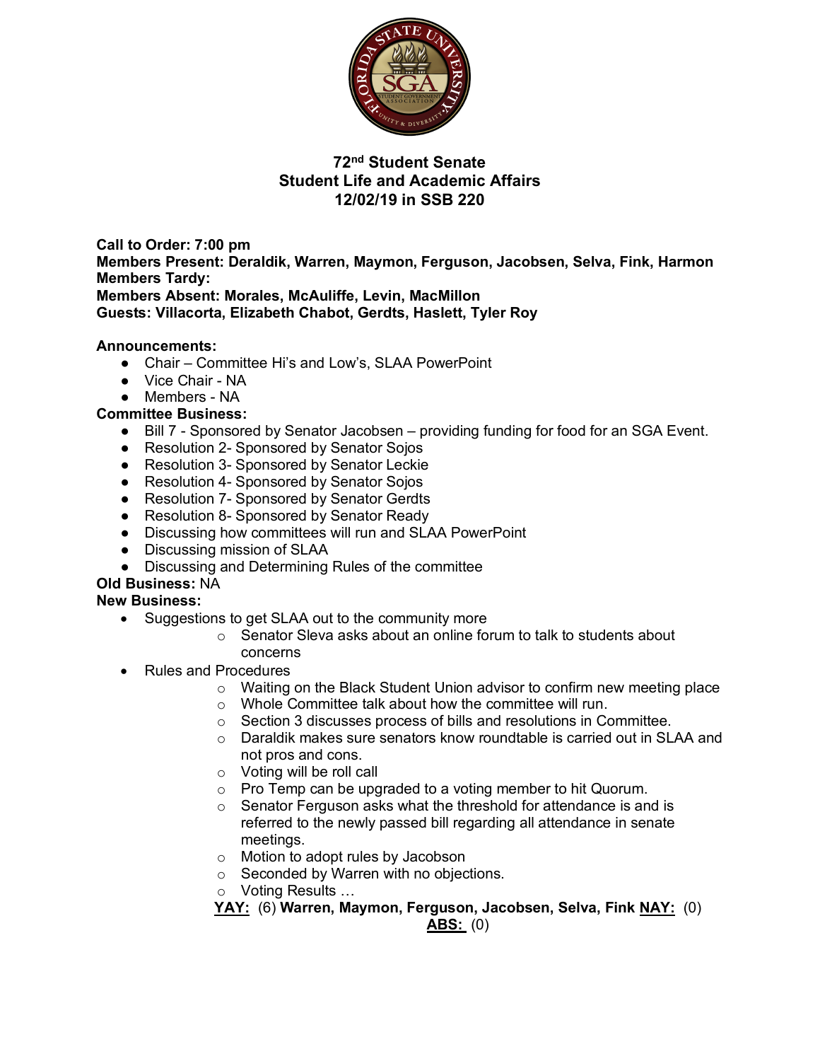# 72nd Student Senate
## Student Life and Academic Affairs
## 12/02/19 in SSB 220

**Call to Order: 7:00 pm**
**Members Present: Deraldik, Warren, Maymon, Ferguson, Jacobsen, Selva, Fink, Harmon**
**Members Tardy:**
**Members Absent: Morales, McAuliffe, Levin, MacMillon**
**Guests: Villacorta, Elizabeth Chabot, Gerdts, Haslett, Tyler Roy**

**Announcements:**
- Chair – Committee Hi's and Low's, SLAA PowerPoint
- Vice Chair - NA
- Members - NA

**Committee Business:**
- Bill 7 - Sponsored by Senator Jacobsen – providing funding for food for an SGA Event.
- Resolution 2- Sponsored by Senator Sojos
- Resolution 3- Sponsored by Senator Leckie
- Resolution 4- Sponsored by Senator Sojos
- Resolution 7- Sponsored by Senator Gerdts
- Resolution 8- Sponsored by Senator Ready
- Discussing how committees will run and SLAA PowerPoint
- Discussing mission of SLAA
- Discussing and Determining Rules of the committee

**Old Business:** NA

**New Business:**
- Suggestions to get SLAA out to the community more
  - Senator Sleva asks about an online forum to talk to students about concerns
- Rules and Procedures
  - Waiting on the Black Student Union advisor to confirm new meeting place
  - Whole Committee talk about how the committee will run.
  - Section 3 discusses process of bills and resolutions in Committee.
  - Daraldik makes sure senators know roundtable is carried out in SLAA and not pros and cons.
  - Voting will be roll call
  - Pro Temp can be upgraded to a voting member to hit Quorum.
  - Senator Ferguson asks what the threshold for attendance is and is referred to the newly passed bill regarding all attendance in senate meetings.
  - Motion to adopt rules by Jacobson
  - Seconded by Warren with no objections.
  - Voting Results …

**YAY:** (6) **Warren, Maymon, Ferguson, Jacobsen, Selva, Fink** **NAY:** (0) **ABS:** (0)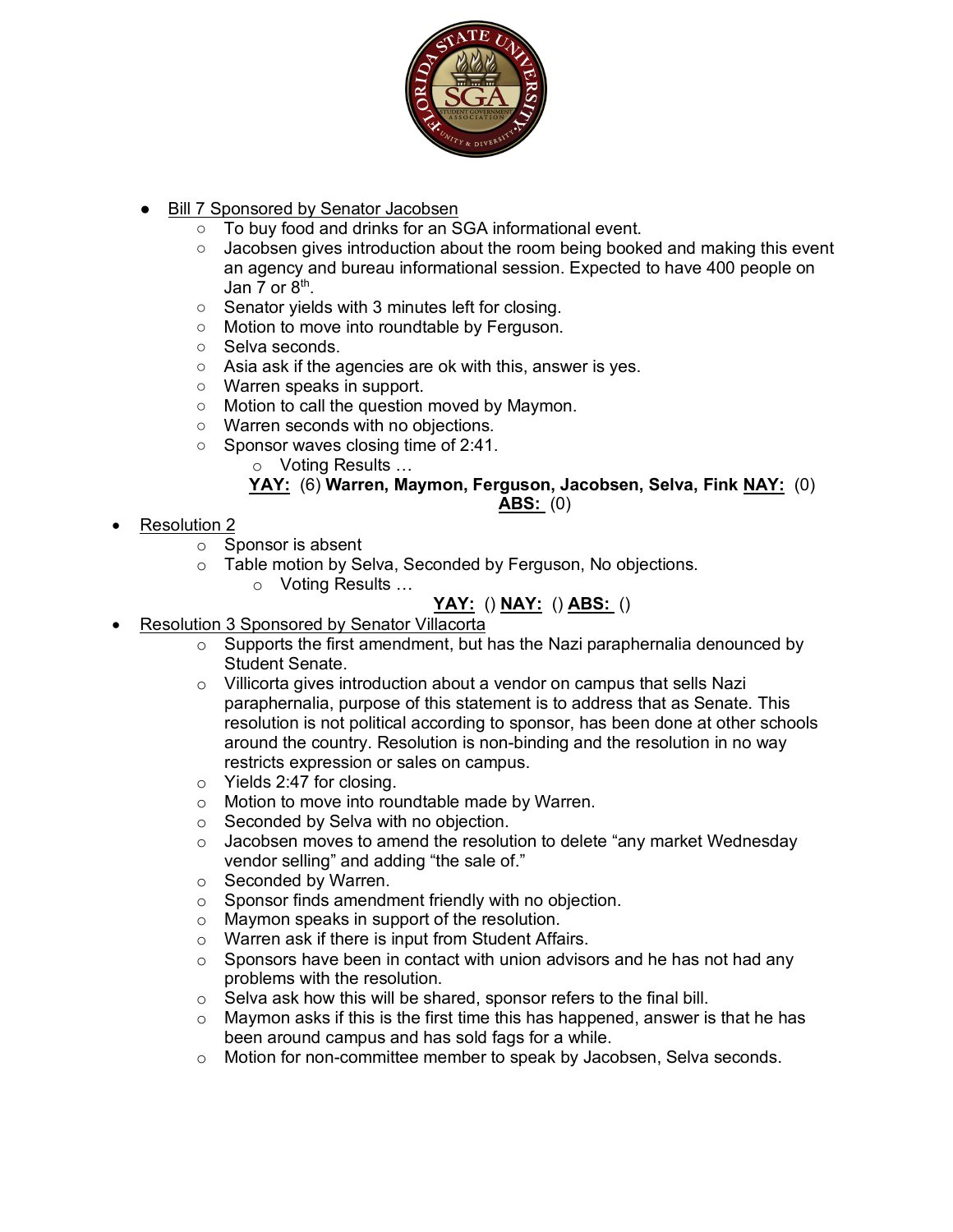- Bill 7 Sponsored by Senator Jacobsen
    - To buy food and drinks for an SGA informational event.
    - Jacobsen gives introduction about the room being booked and making this event an agency and bureau informational session. Expected to have 400 people on Jan 7 or 8th.
    - Senator yields with 3 minutes left for closing.
    - Motion to move into roundtable by Ferguson.
    - Selva seconds.
    - Asia ask if the agencies are ok with this, answer is yes.
    - Warren speaks in support.
    - Motion to call the question moved by Maymon.
    - Warren seconds with no objections.
    - Sponsor waves closing time of 2:41.
        - Voting Results …

**YAY:** (6) **Warren, Maymon, Ferguson, Jacobsen, Selva, Fink** **NAY:** (0) **ABS:** (0)

- Resolution 2
    - Sponsor is absent
    - Table motion by Selva, Seconded by Ferguson, No objections.
        - Voting Results …

**YAY:** () **NAY:** () **ABS:** ()

- Resolution 3 Sponsored by Senator Villacorta
    - Supports the first amendment, but has the Nazi paraphernalia denounced by Student Senate.
    - Villicorta gives introduction about a vendor on campus that sells Nazi paraphernalia, purpose of this statement is to address that as Senate. This resolution is not political according to sponsor, has been done at other schools around the country. Resolution is non-binding and the resolution in no way restricts expression or sales on campus.
    - Yields 2:47 for closing.
    - Motion to move into roundtable made by Warren.
    - Seconded by Selva with no objection.
    - Jacobsen moves to amend the resolution to delete "any market Wednesday vendor selling" and adding "the sale of."
    - Seconded by Warren.
    - Sponsor finds amendment friendly with no objection.
    - Maymon speaks in support of the resolution.
    - Warren ask if there is input from Student Affairs.
    - Sponsors have been in contact with union advisors and he has not had any problems with the resolution.
    - Selva ask how this will be shared, sponsor refers to the final bill.
    - Maymon asks if this is the first time this has happened, answer is that he has been around campus and has sold fags for a while.
    - Motion for non-committee member to speak by Jacobsen, Selva seconds.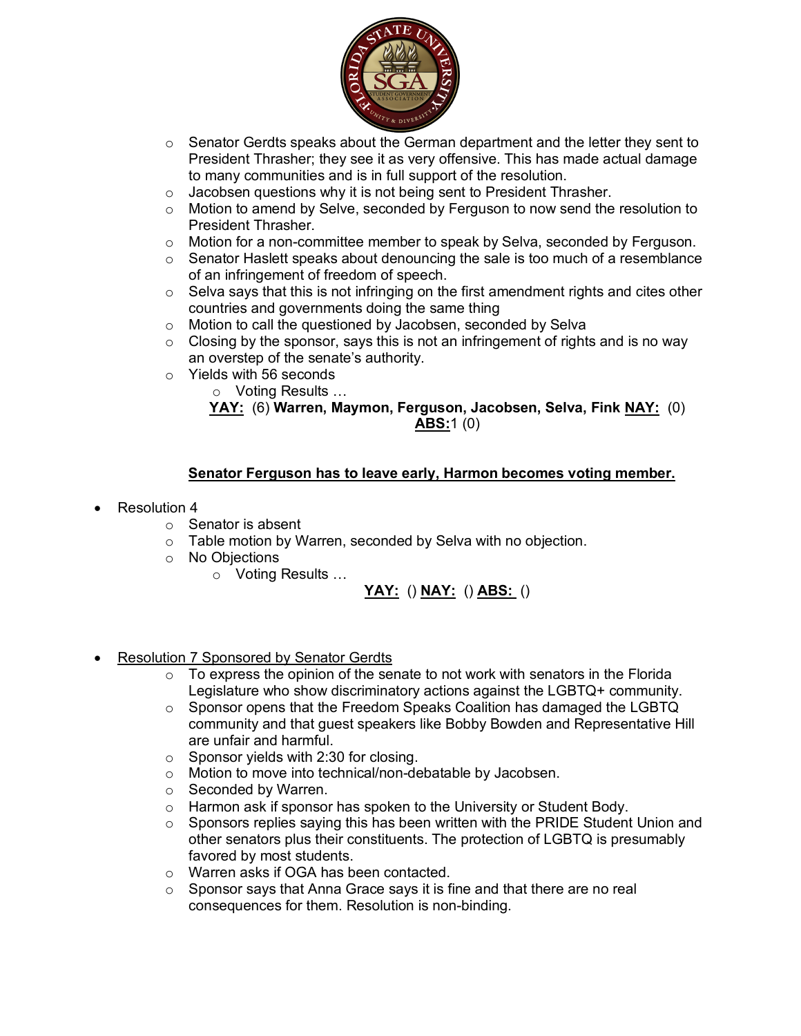- Senator Gerdts speaks about the German department and the letter they sent to President Thrasher; they see it as very offensive. This has made actual damage to many communities and is in full support of the resolution.
- Jacobsen questions why it is not being sent to President Thrasher.
- Motion to amend by Selve, seconded by Ferguson to now send the resolution to President Thrasher.
- Motion for a non-committee member to speak by Selva, seconded by Ferguson.
- Senator Haslett speaks about denouncing the sale is too much of a resemblance of an infringement of freedom of speech.
- Selva says that this is not infringing on the first amendment rights and cites other countries and governments doing the same thing
- Motion to call the questioned by Jacobsen, seconded by Selva
- Closing by the sponsor, says this is not an infringement of rights and is no way an overstep of the senate's authority.
- Yields with 56 seconds
  - Voting Results …

**YAY:** (6) **Warren, Maymon, Ferguson, Jacobsen, Selva, Fink** **NAY:** (0) **ABS:**1 (0)

**Senator Ferguson has to leave early, Harmon becomes voting member.**

- Resolution 4
  - Senator is absent
  - Table motion by Warren, seconded by Selva with no objection.
  - No Objections
    - Voting Results …

**YAY:** () **NAY:** () **ABS:** ()

- Resolution 7 Sponsored by Senator Gerdts
  - To express the opinion of the senate to not work with senators in the Florida Legislature who show discriminatory actions against the LGBTQ+ community.
  - Sponsor opens that the Freedom Speaks Coalition has damaged the LGBTQ community and that guest speakers like Bobby Bowden and Representative Hill are unfair and harmful.
  - Sponsor yields with 2:30 for closing.
  - Motion to move into technical/non-debatable by Jacobsen.
  - Seconded by Warren.
  - Harmon ask if sponsor has spoken to the University or Student Body.
  - Sponsors replies saying this has been written with the PRIDE Student Union and other senators plus their constituents. The protection of LGBTQ is presumably favored by most students.
  - Warren asks if OGA has been contacted.
  - Sponsor says that Anna Grace says it is fine and that there are no real consequences for them. Resolution is non-binding.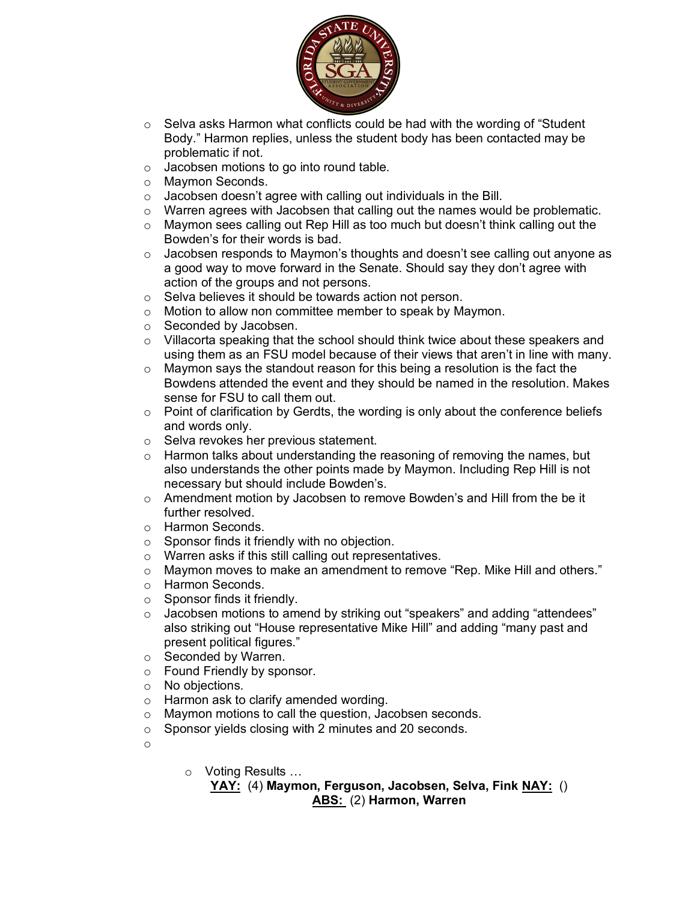- Selva asks Harmon what conflicts could be had with the wording of "Student Body." Harmon replies, unless the student body has been contacted may be problematic if not.
- Jacobsen motions to go into round table.
- Maymon Seconds.
- Jacobsen doesn't agree with calling out individuals in the Bill.
- Warren agrees with Jacobsen that calling out the names would be problematic.
- Maymon sees calling out Rep Hill as too much but doesn't think calling out the Bowden's for their words is bad.
- Jacobsen responds to Maymon's thoughts and doesn't see calling out anyone as a good way to move forward in the Senate. Should say they don't agree with action of the groups and not persons.
- Selva believes it should be towards action not person.
- Motion to allow non committee member to speak by Maymon.
- Seconded by Jacobsen.
- Villacorta speaking that the school should think twice about these speakers and using them as an FSU model because of their views that aren't in line with many.
- Maymon says the standout reason for this being a resolution is the fact the Bowdens attended the event and they should be named in the resolution. Makes sense for FSU to call them out.
- Point of clarification by Gerdts, the wording is only about the conference beliefs and words only.
- Selva revokes her previous statement.
- Harmon talks about understanding the reasoning of removing the names, but also understands the other points made by Maymon. Including Rep Hill is not necessary but should include Bowden's.
- Amendment motion by Jacobsen to remove Bowden's and Hill from the be it further resolved.
- Harmon Seconds.
- Sponsor finds it friendly with no objection.
- Warren asks if this still calling out representatives.
- Maymon moves to make an amendment to remove "Rep. Mike Hill and others."
- Harmon Seconds.
- Sponsor finds it friendly.
- Jacobsen motions to amend by striking out "speakers" and adding "attendees" also striking out "House representative Mike Hill" and adding "many past and present political figures."
- Seconded by Warren.
- Found Friendly by sponsor.
- No objections.
- Harmon ask to clarify amended wording.
- Maymon motions to call the question, Jacobsen seconds.
- Sponsor yields closing with 2 minutes and 20 seconds.
- 

  - Voting Results …
    **<u>YAY:</u>** (4) **Maymon, Ferguson, Jacobsen, Selva, Fink** **<u>NAY:</u>** ()
    **<u>ABS:</u>** (2) **Harmon, Warren**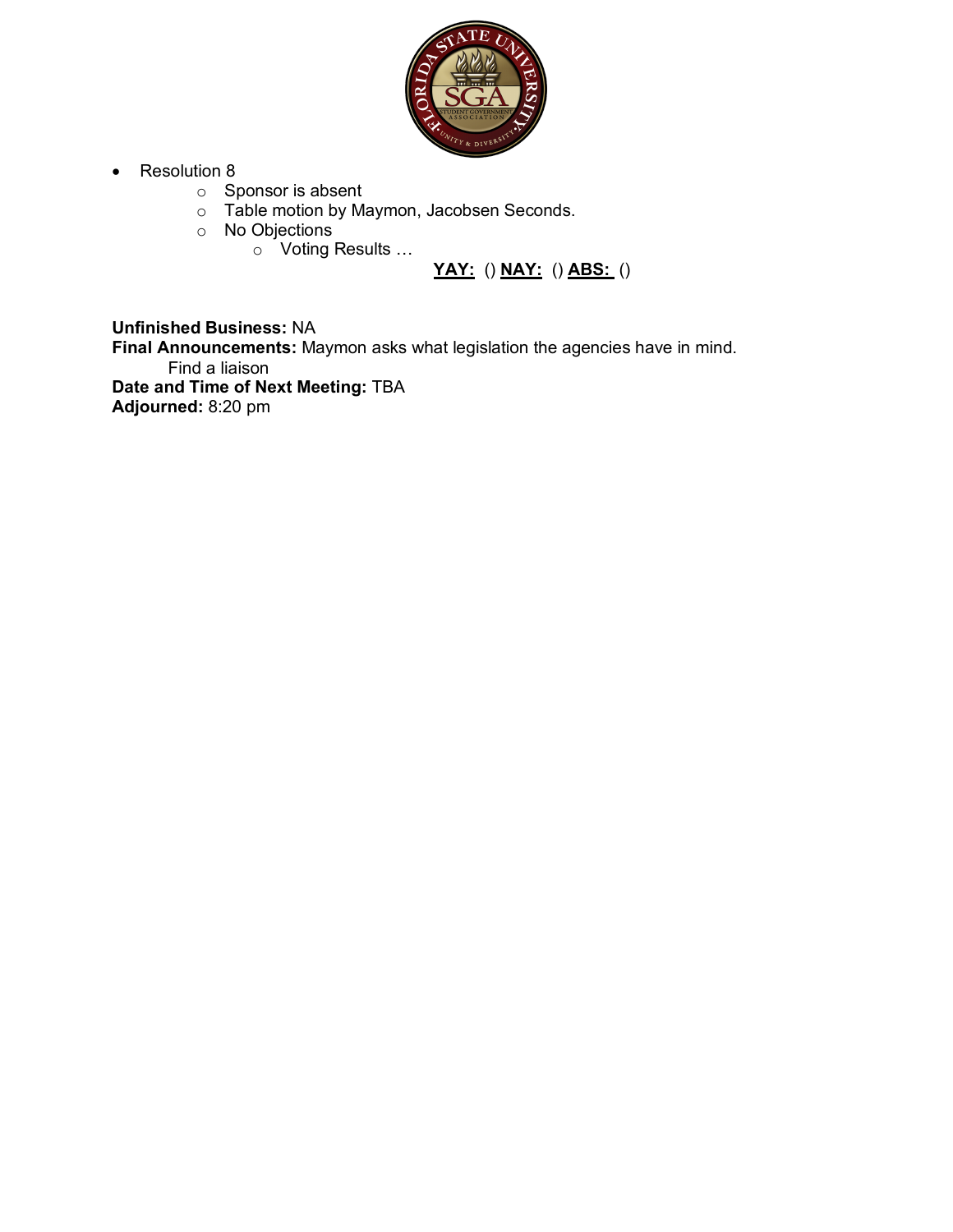- Resolution 8
    - Sponsor is absent
    - Table motion by Maymon, Jacobsen Seconds.
    - No Objections
        - Voting Results …

**YAY:** () **NAY:** () **ABS:** ()

**Unfinished Business:** NA
**Final Announcements:** Maymon asks what legislation the agencies have in mind.
Find a liaison
**Date and Time of Next Meeting:** TBA
**Adjourned:** 8:20 pm